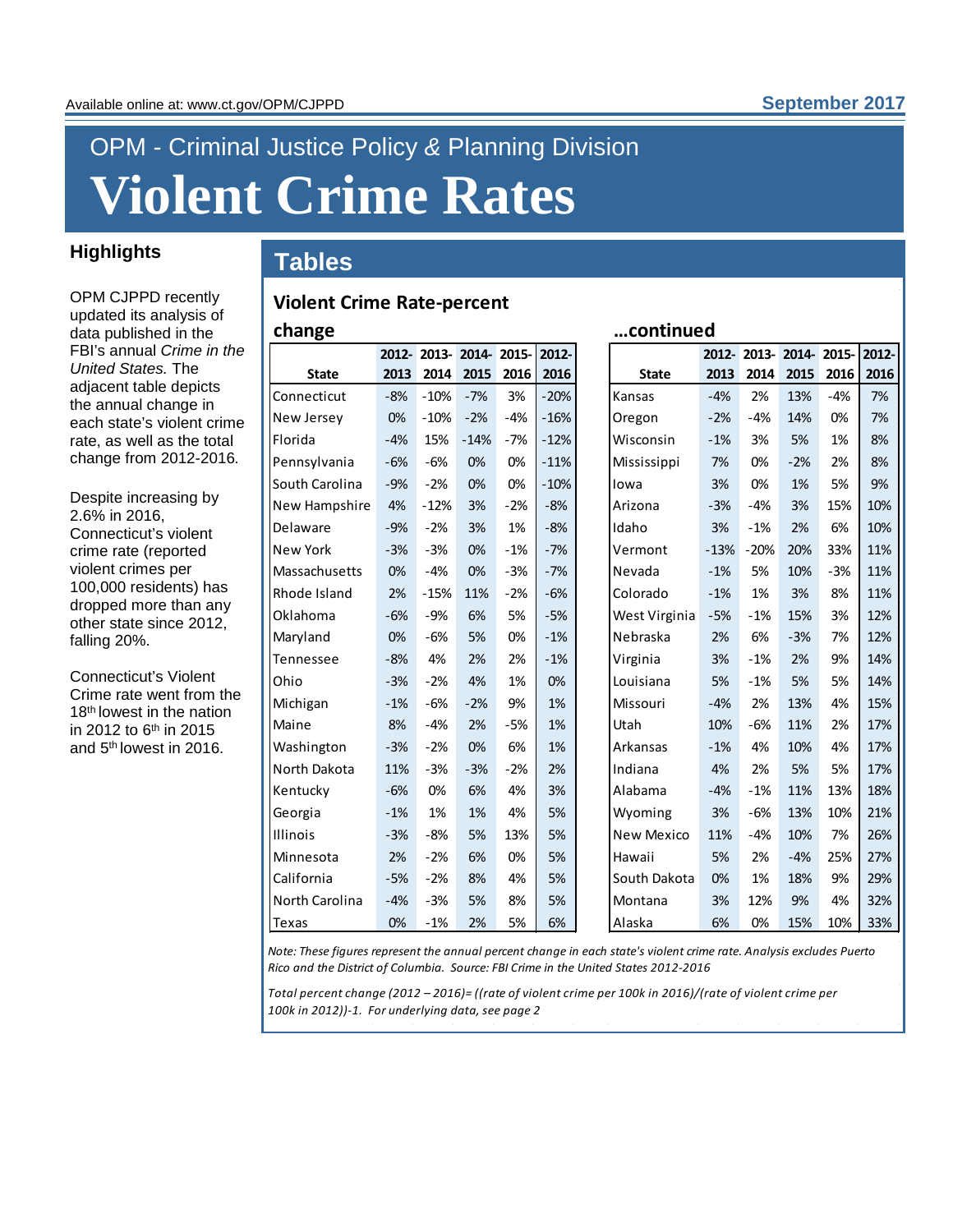Available online at: www.ct.gov/OPM/CJPPD

September 2017

# OPM - Criminal Justice Policy & Planning Division

# Violent Crime Rates

## Highlights

OPM CJPPD recently updated its analysis of data published in the FBI's annual *Crime in the United States.* The adjacent table depicts the annual change in each state's violent crime rate, as well as the total change from 2012-2016.

Despite increasing by 2.6% in 2016, Connecticut's violent crime rate (reported violent crimes per 100,000 residents) has dropped more than any other state since 2012, falling 20%.

Connecticut's Violent Crime rate went from the 18th lowest in the nation in 2012 to 6th in 2015 and 5th lowest in 2016.

## Tables

### Violent Crime Rate-percent change

| State | 2012-2013 | 2013-2014 | 2014-2015 | 2015-2016 | 2012-2016 |
|---|---|---|---|---|---|
| Connecticut | -8% | -10% | -7% | 3% | -20% |
| New Jersey | 0% | -10% | -2% | -4% | -16% |
| Florida | -4% | 15% | -14% | -7% | -12% |
| Pennsylvania | -6% | -6% | 0% | 0% | -11% |
| South Carolina | -9% | -2% | 0% | 0% | -10% |
| New Hampshire | 4% | -12% | 3% | -2% | -8% |
| Delaware | -9% | -2% | 3% | 1% | -8% |
| New York | -3% | -3% | 0% | -1% | -7% |
| Massachusetts | 0% | -4% | 0% | -3% | -7% |
| Rhode Island | 2% | -15% | 11% | -2% | -6% |
| Oklahoma | -6% | -9% | 6% | 5% | -5% |
| Maryland | 0% | -6% | 5% | 0% | -1% |
| Tennessee | -8% | 4% | 2% | 2% | -1% |
| Ohio | -3% | -2% | 4% | 1% | 0% |
| Michigan | -1% | -6% | -2% | 9% | 1% |
| Maine | 8% | -4% | 2% | -5% | 1% |
| Washington | -3% | -2% | 0% | 6% | 1% |
| North Dakota | 11% | -3% | -3% | -2% | 2% |
| Kentucky | -6% | 0% | 6% | 4% | 3% |
| Georgia | -1% | 1% | 1% | 4% | 5% |
| Illinois | -3% | -8% | 5% | 13% | 5% |
| Minnesota | 2% | -2% | 6% | 0% | 5% |
| California | -5% | -2% | 8% | 4% | 5% |
| North Carolina | -4% | -3% | 5% | 8% | 5% |
| Texas | 0% | -1% | 2% | 5% | 6% |

### ...continued

| State | 2012-2013 | 2013-2014 | 2014-2015 | 2015-2016 | 2012-2016 |
|---|---|---|---|---|---|
| Kansas | -4% | 2% | 13% | -4% | 7% |
| Oregon | -2% | -4% | 14% | 0% | 7% |
| Wisconsin | -1% | 3% | 5% | 1% | 8% |
| Mississippi | 7% | 0% | -2% | 2% | 8% |
| Iowa | 3% | 0% | 1% | 5% | 9% |
| Arizona | -3% | -4% | 3% | 15% | 10% |
| Idaho | 3% | -1% | 2% | 6% | 10% |
| Vermont | -13% | -20% | 20% | 33% | 11% |
| Nevada | -1% | 5% | 10% | -3% | 11% |
| Colorado | -1% | 1% | 3% | 8% | 11% |
| West Virginia | -5% | -1% | 15% | 3% | 12% |
| Nebraska | 2% | 6% | -3% | 7% | 12% |
| Virginia | 3% | -1% | 2% | 9% | 14% |
| Louisiana | 5% | -1% | 5% | 5% | 14% |
| Missouri | -4% | 2% | 13% | 4% | 15% |
| Utah | 10% | -6% | 11% | 2% | 17% |
| Arkansas | -1% | 4% | 10% | 4% | 17% |
| Indiana | 4% | 2% | 5% | 5% | 17% |
| Alabama | -4% | -1% | 11% | 13% | 18% |
| Wyoming | 3% | -6% | 13% | 10% | 21% |
| New Mexico | 11% | -4% | 10% | 7% | 26% |
| Hawaii | 5% | 2% | -4% | 25% | 27% |
| South Dakota | 0% | 1% | 18% | 9% | 29% |
| Montana | 3% | 12% | 9% | 4% | 32% |
| Alaska | 6% | 0% | 15% | 10% | 33% |

*Note: These figures represent the annual percent change in each state's violent crime rate. Analysis excludes Puerto Rico and the District of Columbia. Source: FBI Crime in the United States 2012-2016*

*Total percent change (2012 – 2016)= ((rate of violent crime per 100k in 2016)/(rate of violent crime per 100k in 2012))-1. For underlying data, see page 2*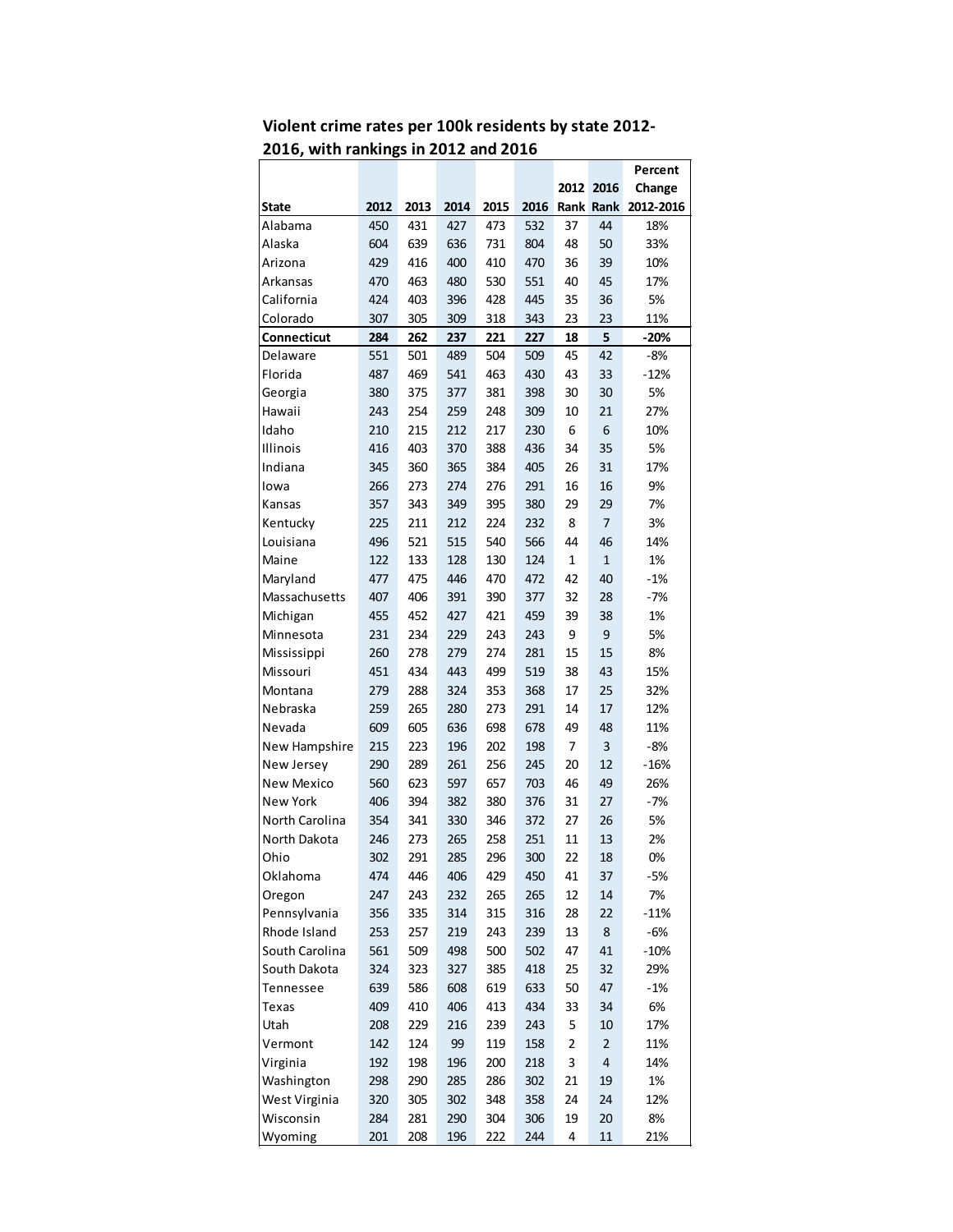**Violent crime rates per 100k residents by state 2012-2016, with rankings in 2012 and 2016**

| State | 2012 | 2013 | 2014 | 2015 | 2016 | 2012 Rank | 2016 Rank | Percent Change 2012-2016 |
|---|---|---|---|---|---|---|---|---|
| Alabama | 450 | 431 | 427 | 473 | 532 | 37 | 44 | 18% |
| Alaska | 604 | 639 | 636 | 731 | 804 | 48 | 50 | 33% |
| Arizona | 429 | 416 | 400 | 410 | 470 | 36 | 39 | 10% |
| Arkansas | 470 | 463 | 480 | 530 | 551 | 40 | 45 | 17% |
| California | 424 | 403 | 396 | 428 | 445 | 35 | 36 | 5% |
| Colorado | 307 | 305 | 309 | 318 | 343 | 23 | 23 | 11% |
| **Connecticut** | **284** | **262** | **237** | **221** | **227** | **18** | **5** | **-20%** |
| Delaware | 551 | 501 | 489 | 504 | 509 | 45 | 42 | -8% |
| Florida | 487 | 469 | 541 | 463 | 430 | 43 | 33 | -12% |
| Georgia | 380 | 375 | 377 | 381 | 398 | 30 | 30 | 5% |
| Hawaii | 243 | 254 | 259 | 248 | 309 | 10 | 21 | 27% |
| Idaho | 210 | 215 | 212 | 217 | 230 | 6 | 6 | 10% |
| Illinois | 416 | 403 | 370 | 388 | 436 | 34 | 35 | 5% |
| Indiana | 345 | 360 | 365 | 384 | 405 | 26 | 31 | 17% |
| Iowa | 266 | 273 | 274 | 276 | 291 | 16 | 16 | 9% |
| Kansas | 357 | 343 | 349 | 395 | 380 | 29 | 29 | 7% |
| Kentucky | 225 | 211 | 212 | 224 | 232 | 8 | 7 | 3% |
| Louisiana | 496 | 521 | 515 | 540 | 566 | 44 | 46 | 14% |
| Maine | 122 | 133 | 128 | 130 | 124 | 1 | 1 | 1% |
| Maryland | 477 | 475 | 446 | 470 | 472 | 42 | 40 | -1% |
| Massachusetts | 407 | 406 | 391 | 390 | 377 | 32 | 28 | -7% |
| Michigan | 455 | 452 | 427 | 421 | 459 | 39 | 38 | 1% |
| Minnesota | 231 | 234 | 229 | 243 | 243 | 9 | 9 | 5% |
| Mississippi | 260 | 278 | 279 | 274 | 281 | 15 | 15 | 8% |
| Missouri | 451 | 434 | 443 | 499 | 519 | 38 | 43 | 15% |
| Montana | 279 | 288 | 324 | 353 | 368 | 17 | 25 | 32% |
| Nebraska | 259 | 265 | 280 | 273 | 291 | 14 | 17 | 12% |
| Nevada | 609 | 605 | 636 | 698 | 678 | 49 | 48 | 11% |
| New Hampshire | 215 | 223 | 196 | 202 | 198 | 7 | 3 | -8% |
| New Jersey | 290 | 289 | 261 | 256 | 245 | 20 | 12 | -16% |
| New Mexico | 560 | 623 | 597 | 657 | 703 | 46 | 49 | 26% |
| New York | 406 | 394 | 382 | 380 | 376 | 31 | 27 | -7% |
| North Carolina | 354 | 341 | 330 | 346 | 372 | 27 | 26 | 5% |
| North Dakota | 246 | 273 | 265 | 258 | 251 | 11 | 13 | 2% |
| Ohio | 302 | 291 | 285 | 296 | 300 | 22 | 18 | 0% |
| Oklahoma | 474 | 446 | 406 | 429 | 450 | 41 | 37 | -5% |
| Oregon | 247 | 243 | 232 | 265 | 265 | 12 | 14 | 7% |
| Pennsylvania | 356 | 335 | 314 | 315 | 316 | 28 | 22 | -11% |
| Rhode Island | 253 | 257 | 219 | 243 | 239 | 13 | 8 | -6% |
| South Carolina | 561 | 509 | 498 | 500 | 502 | 47 | 41 | -10% |
| South Dakota | 324 | 323 | 327 | 385 | 418 | 25 | 32 | 29% |
| Tennessee | 639 | 586 | 608 | 619 | 633 | 50 | 47 | -1% |
| Texas | 409 | 410 | 406 | 413 | 434 | 33 | 34 | 6% |
| Utah | 208 | 229 | 216 | 239 | 243 | 5 | 10 | 17% |
| Vermont | 142 | 124 | 99 | 119 | 158 | 2 | 2 | 11% |
| Virginia | 192 | 198 | 196 | 200 | 218 | 3 | 4 | 14% |
| Washington | 298 | 290 | 285 | 286 | 302 | 21 | 19 | 1% |
| West Virginia | 320 | 305 | 302 | 348 | 358 | 24 | 24 | 12% |
| Wisconsin | 284 | 281 | 290 | 304 | 306 | 19 | 20 | 8% |
| Wyoming | 201 | 208 | 196 | 222 | 244 | 4 | 11 | 21% |